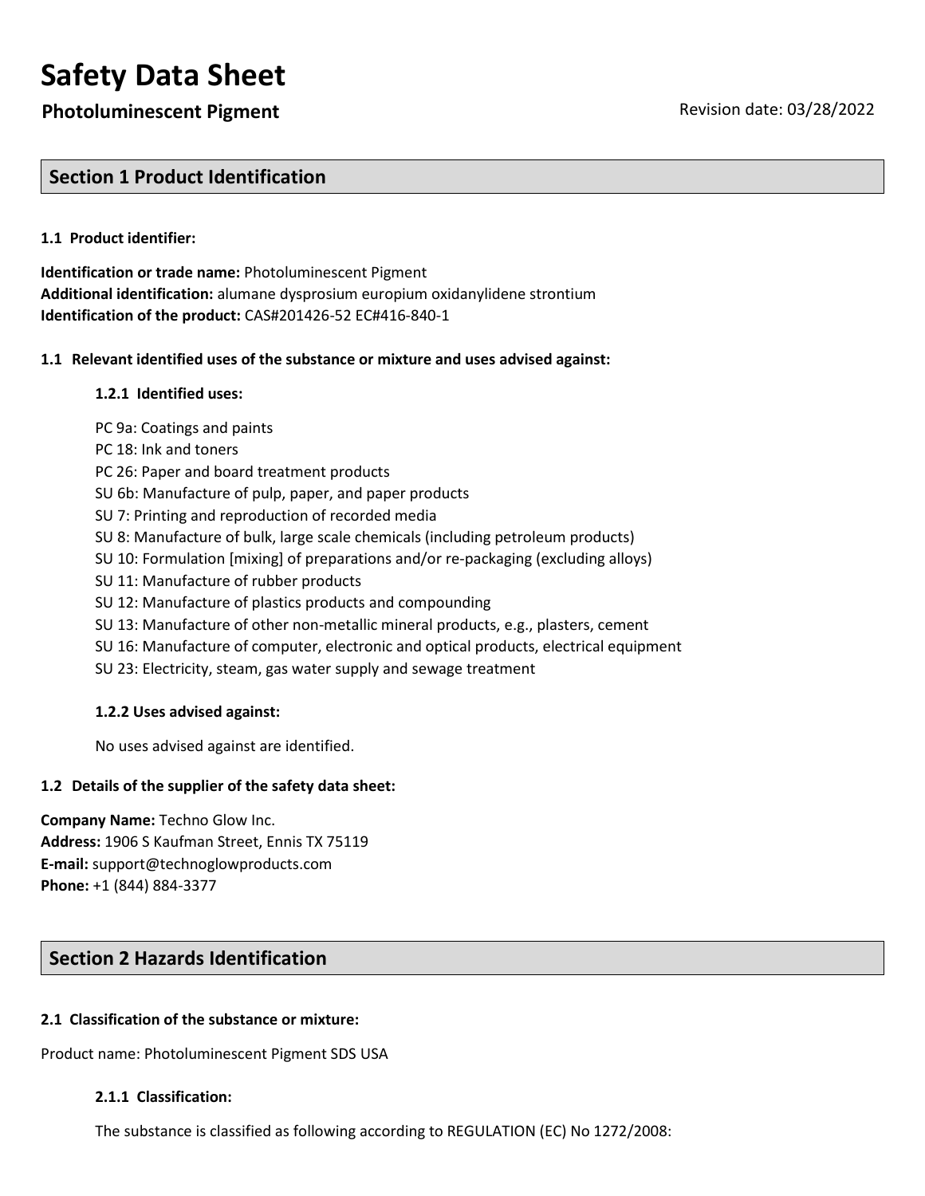# Safety Data Sheet

**Photoluminescent Pigment** Revision date: 03/28/2022

## Section 1 Product Identification

### 1.1 Product identifier:

**Identification or trade name:** Photoluminescent Pigment
**Additional identification:** alumane dysprosium europium oxidanylidene strontium
**Identification of the product:** CAS#201426-52 EC#416-840-1

### 1.1 Relevant identified uses of the substance or mixture and uses advised against:

#### 1.2.1 Identified uses:

PC 9a: Coatings and paints
PC 18: Ink and toners
PC 26: Paper and board treatment products
SU 6b: Manufacture of pulp, paper, and paper products
SU 7: Printing and reproduction of recorded media
SU 8: Manufacture of bulk, large scale chemicals (including petroleum products)
SU 10: Formulation [mixing] of preparations and/or re-packaging (excluding alloys)
SU 11: Manufacture of rubber products
SU 12: Manufacture of plastics products and compounding
SU 13: Manufacture of other non-metallic mineral products, e.g., plasters, cement
SU 16: Manufacture of computer, electronic and optical products, electrical equipment
SU 23: Electricity, steam, gas water supply and sewage treatment

#### 1.2.2 Uses advised against:

No uses advised against are identified.

### 1.2 Details of the supplier of the safety data sheet:

**Company Name:** Techno Glow Inc.
**Address:** 1906 S Kaufman Street, Ennis TX 75119
**E-mail:** support@technoglowproducts.com
**Phone:** +1 (844) 884-3377

## Section 2 Hazards Identification

### 2.1 Classification of the substance or mixture:

Product name: Photoluminescent Pigment SDS USA

#### 2.1.1 Classification:

The substance is classified as following according to REGULATION (EC) No 1272/2008: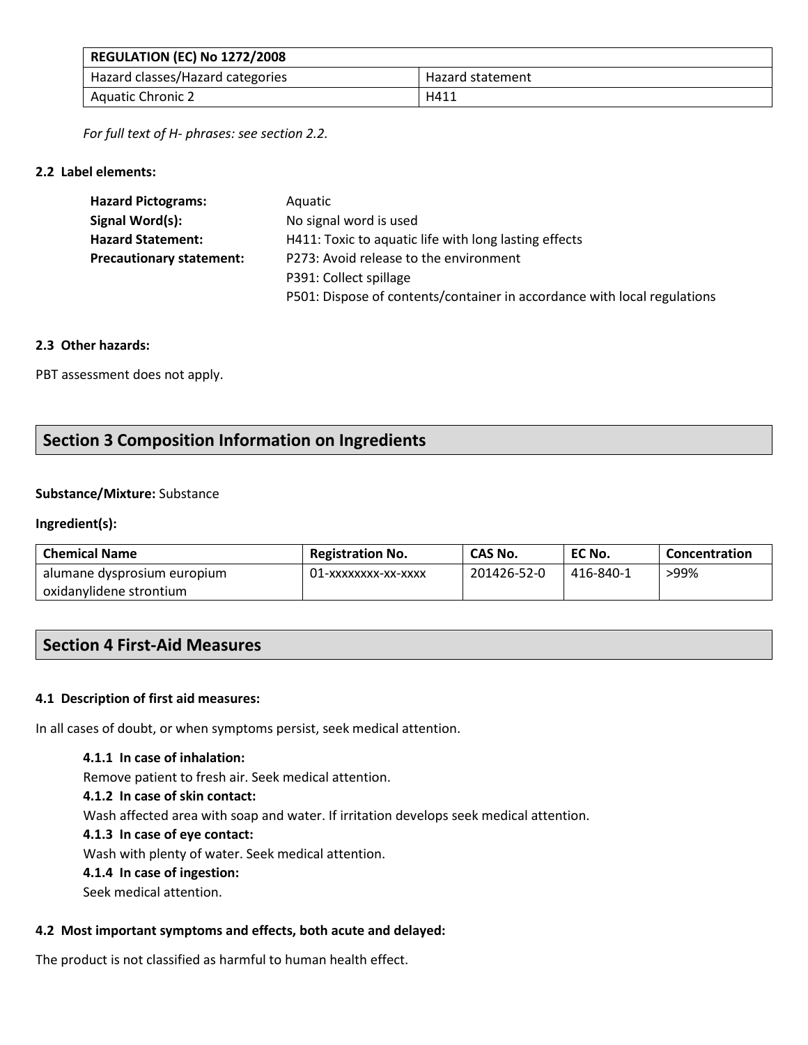| REGULATION (EC) No 1272/2008 | |
|---|---|
| Hazard classes/Hazard categories | Hazard statement |
| Aquatic Chronic 2 | H411 |

*For full text of H- phrases: see section 2.2.*

**2.2 Label elements:**

**Hazard Pictograms:** Aquatic
**Signal Word(s):** No signal word is used
**Hazard Statement:** H411: Toxic to aquatic life with long lasting effects
**Precautionary statement:** P273: Avoid release to the environment
P391: Collect spillage
P501: Dispose of contents/container in accordance with local regulations

**2.3 Other hazards:**

PBT assessment does not apply.

## Section 3 Composition Information on Ingredients

**Substance/Mixture:** Substance

**Ingredient(s):**

| Chemical Name | Registration No. | CAS No. | EC No. | Concentration |
|---|---|---|---|---|
| alumane dysprosium europium oxidanylidene strontium | 01-xxxxxxxx-xx-xxxx | 201426-52-0 | 416-840-1 | >99% |

## Section 4 First-Aid Measures

**4.1 Description of first aid measures:**

In all cases of doubt, or when symptoms persist, seek medical attention.

**4.1.1 In case of inhalation:**
Remove patient to fresh air. Seek medical attention.

**4.1.2 In case of skin contact:**
Wash affected area with soap and water. If irritation develops seek medical attention.

**4.1.3 In case of eye contact:**
Wash with plenty of water. Seek medical attention.

**4.1.4 In case of ingestion:**
Seek medical attention.

**4.2 Most important symptoms and effects, both acute and delayed:**

The product is not classified as harmful to human health effect.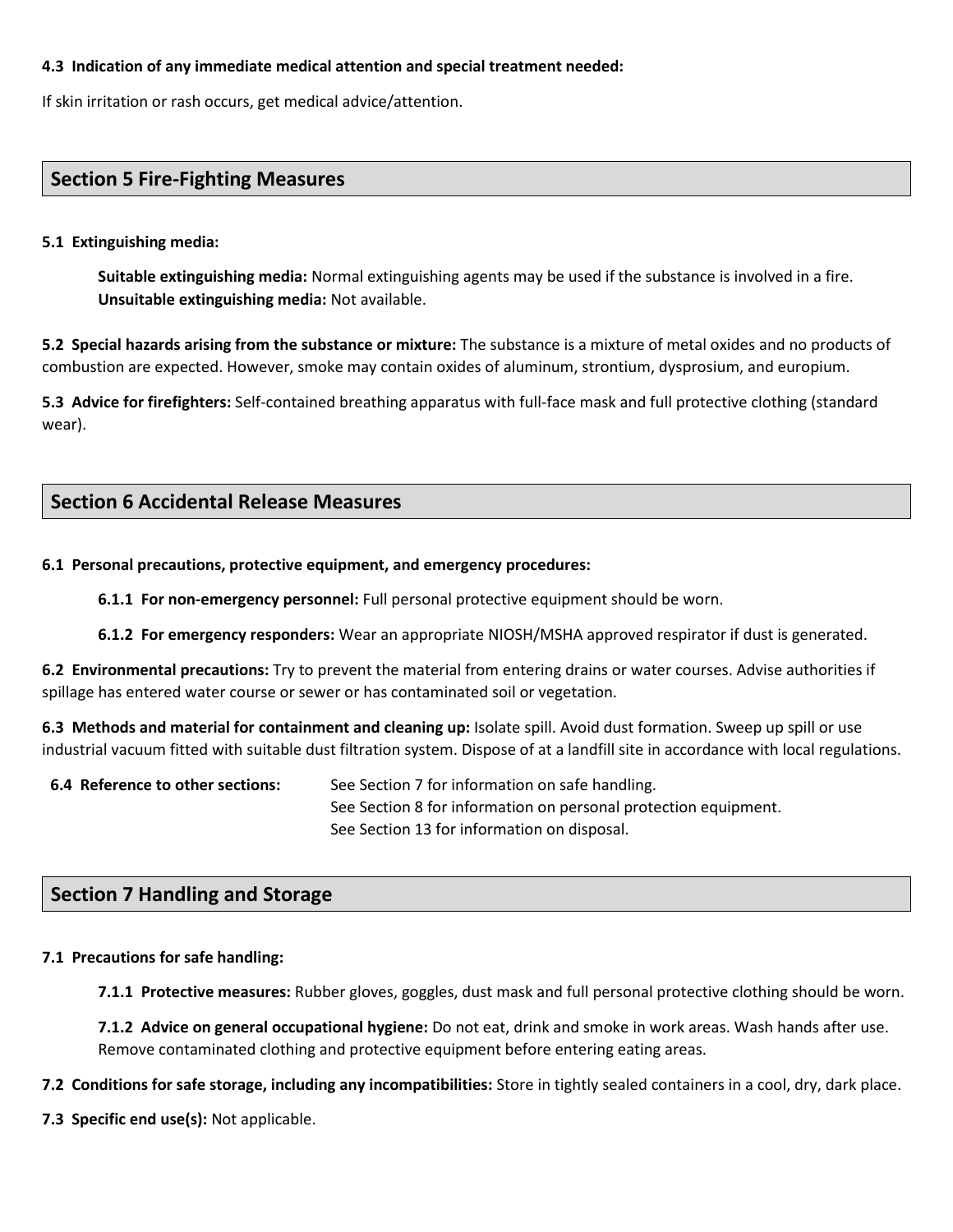**4.3 Indication of any immediate medical attention and special treatment needed:**

If skin irritation or rash occurs, get medical advice/attention.

## Section 5 Fire-Fighting Measures

**5.1 Extinguishing media:**

**Suitable extinguishing media:** Normal extinguishing agents may be used if the substance is involved in a fire.
**Unsuitable extinguishing media:** Not available.

**5.2 Special hazards arising from the substance or mixture:** The substance is a mixture of metal oxides and no products of combustion are expected. However, smoke may contain oxides of aluminum, strontium, dysprosium, and europium.

**5.3 Advice for firefighters:** Self-contained breathing apparatus with full-face mask and full protective clothing (standard wear).

## Section 6 Accidental Release Measures

**6.1 Personal precautions, protective equipment, and emergency procedures:**

**6.1.1 For non-emergency personnel:** Full personal protective equipment should be worn.

**6.1.2 For emergency responders:** Wear an appropriate NIOSH/MSHA approved respirator if dust is generated.

**6.2 Environmental precautions:** Try to prevent the material from entering drains or water courses. Advise authorities if spillage has entered water course or sewer or has contaminated soil or vegetation.

**6.3 Methods and material for containment and cleaning up:** Isolate spill. Avoid dust formation. Sweep up spill or use industrial vacuum fitted with suitable dust filtration system. Dispose of at a landfill site in accordance with local regulations.

**6.4 Reference to other sections:**
See Section 7 for information on safe handling.
See Section 8 for information on personal protection equipment.
See Section 13 for information on disposal.

## Section 7 Handling and Storage

**7.1 Precautions for safe handling:**

**7.1.1 Protective measures:** Rubber gloves, goggles, dust mask and full personal protective clothing should be worn.

**7.1.2 Advice on general occupational hygiene:** Do not eat, drink and smoke in work areas. Wash hands after use. Remove contaminated clothing and protective equipment before entering eating areas.

**7.2 Conditions for safe storage, including any incompatibilities:** Store in tightly sealed containers in a cool, dry, dark place.

**7.3 Specific end use(s):** Not applicable.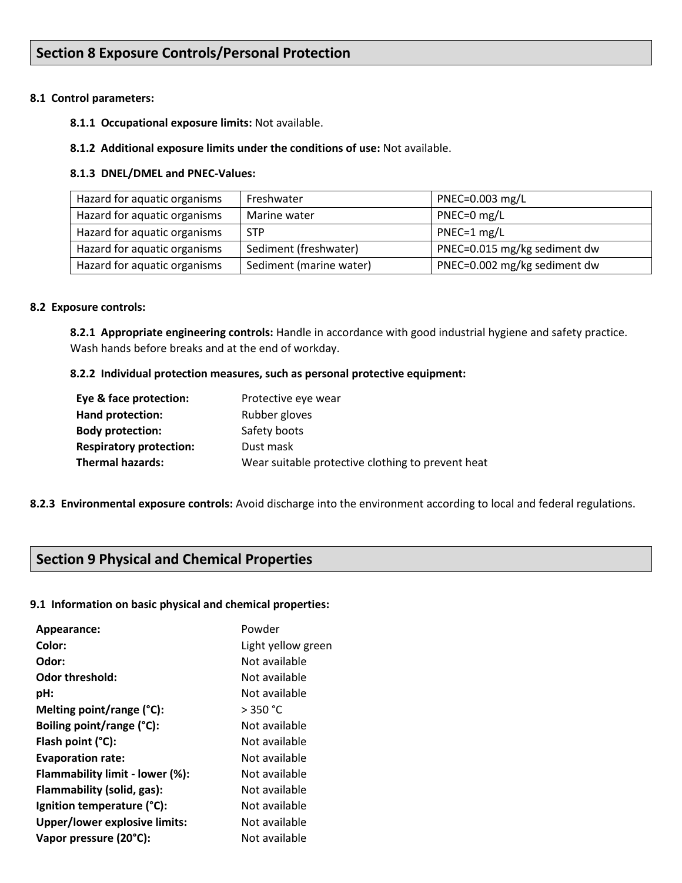## Section 8 Exposure Controls/Personal Protection

**8.1 Control parameters:**

**8.1.1 Occupational exposure limits:** Not available.

**8.1.2 Additional exposure limits under the conditions of use:** Not available.

**8.1.3 DNEL/DMEL and PNEC-Values:**

| | | |
|---|---|---|
| Hazard for aquatic organisms | Freshwater | PNEC=0.003 mg/L |
| Hazard for aquatic organisms | Marine water | PNEC=0 mg/L |
| Hazard for aquatic organisms | STP | PNEC=1 mg/L |
| Hazard for aquatic organisms | Sediment (freshwater) | PNEC=0.015 mg/kg sediment dw |
| Hazard for aquatic organisms | Sediment (marine water) | PNEC=0.002 mg/kg sediment dw |

**8.2 Exposure controls:**

**8.2.1 Appropriate engineering controls:** Handle in accordance with good industrial hygiene and safety practice. Wash hands before breaks and at the end of workday.

**8.2.2 Individual protection measures, such as personal protective equipment:**

**Eye & face protection:** Protective eye wear
**Hand protection:** Rubber gloves
**Body protection:** Safety boots
**Respiratory protection:** Dust mask
**Thermal hazards:** Wear suitable protective clothing to prevent heat

**8.2.3 Environmental exposure controls:** Avoid discharge into the environment according to local and federal regulations.

## Section 9 Physical and Chemical Properties

**9.1 Information on basic physical and chemical properties:**

**Appearance:** Powder
**Color:** Light yellow green
**Odor:** Not available
**Odor threshold:** Not available
**pH:** Not available
**Melting point/range (°C):** > 350 °C
**Boiling point/range (°C):** Not available
**Flash point (°C):** Not available
**Evaporation rate:** Not available
**Flammability limit - lower (%):** Not available
**Flammability (solid, gas):** Not available
**Ignition temperature (°C):** Not available
**Upper/lower explosive limits:** Not available
**Vapor pressure (20°C):** Not available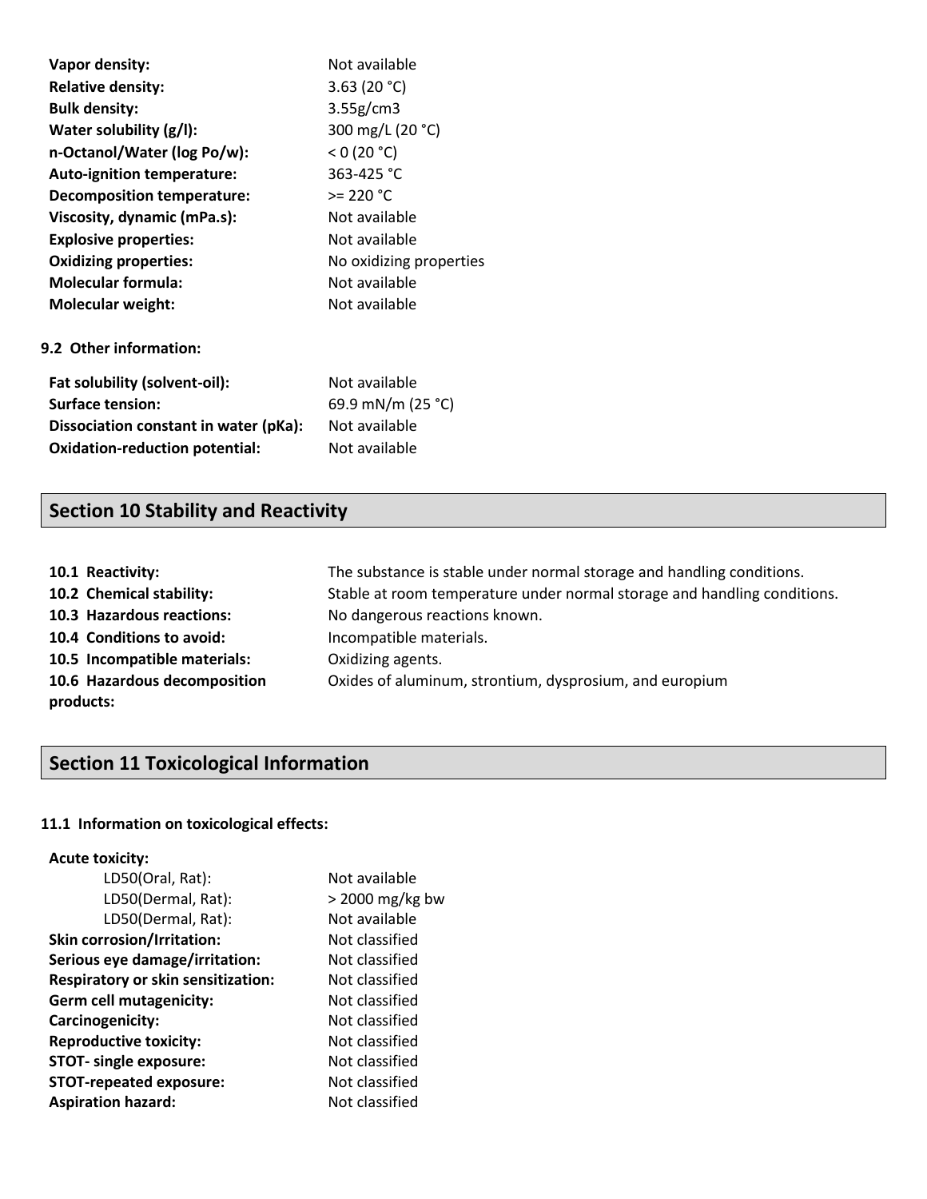| | |
|---|---|
| **Vapor density:** | Not available |
| **Relative density:** | 3.63 (20 °C) |
| **Bulk density:** | 3.55g/cm3 |
| **Water solubility (g/l):** | 300 mg/L (20 °C) |
| **n-Octanol/Water (log Po/w):** | < 0 (20 °C) |
| **Auto-ignition temperature:** | 363-425 °C |
| **Decomposition temperature:** | >= 220 °C |
| **Viscosity, dynamic (mPa.s):** | Not available |
| **Explosive properties:** | Not available |
| **Oxidizing properties:** | No oxidizing properties |
| **Molecular formula:** | Not available |
| **Molecular weight:** | Not available |

**9.2 Other information:**

| | |
|---|---|
| **Fat solubility (solvent-oil):** | Not available |
| **Surface tension:** | 69.9 mN/m (25 °C) |
| **Dissociation constant in water (pKa):** | Not available |
| **Oxidation-reduction potential:** | Not available |

## Section 10 Stability and Reactivity

| | |
|---|---|
| **10.1 Reactivity:** | The substance is stable under normal storage and handling conditions. |
| **10.2 Chemical stability:** | Stable at room temperature under normal storage and handling conditions. |
| **10.3 Hazardous reactions:** | No dangerous reactions known. |
| **10.4 Conditions to avoid:** | Incompatible materials. |
| **10.5 Incompatible materials:** | Oxidizing agents. |
| **10.6 Hazardous decomposition products:** | Oxides of aluminum, strontium, dysprosium, and europium |

## Section 11 Toxicological Information

**11.1 Information on toxicological effects:**

| | |
|---|---|
| **Acute toxicity:** | |
| LD50(Oral, Rat): | Not available |
| LD50(Dermal, Rat): | > 2000 mg/kg bw |
| LD50(Dermal, Rat): | Not available |
| **Skin corrosion/Irritation:** | Not classified |
| **Serious eye damage/irritation:** | Not classified |
| **Respiratory or skin sensitization:** | Not classified |
| **Germ cell mutagenicity:** | Not classified |
| **Carcinogenicity:** | Not classified |
| **Reproductive toxicity:** | Not classified |
| **STOT- single exposure:** | Not classified |
| **STOT-repeated exposure:** | Not classified |
| **Aspiration hazard:** | Not classified |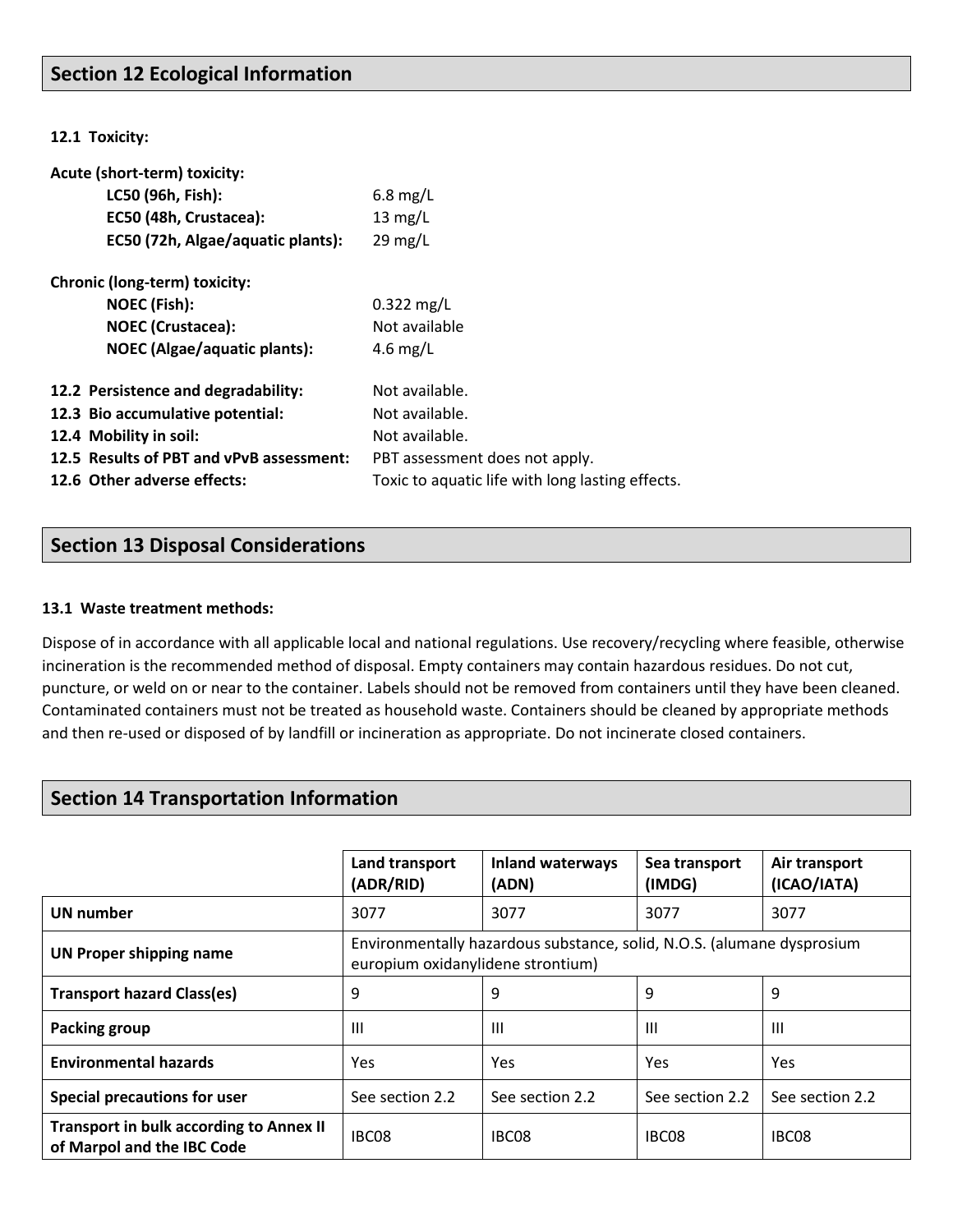## Section 12 Ecological Information

**12.1 Toxicity:**

**Acute (short-term) toxicity:**

| | |
|---|---|
| **LC50 (96h, Fish):** | 6.8 mg/L |
| **EC50 (48h, Crustacea):** | 13 mg/L |
| **EC50 (72h, Algae/aquatic plants):** | 29 mg/L |

**Chronic (long-term) toxicity:**

| | |
|---|---|
| **NOEC (Fish):** | 0.322 mg/L |
| **NOEC (Crustacea):** | Not available |
| **NOEC (Algae/aquatic plants):** | 4.6 mg/L |

| | |
|---|---|
| **12.2 Persistence and degradability:** | Not available. |
| **12.3 Bio accumulative potential:** | Not available. |
| **12.4 Mobility in soil:** | Not available. |
| **12.5 Results of PBT and vPvB assessment:** | PBT assessment does not apply. |
| **12.6 Other adverse effects:** | Toxic to aquatic life with long lasting effects. |

## Section 13 Disposal Considerations

**13.1 Waste treatment methods:**

Dispose of in accordance with all applicable local and national regulations. Use recovery/recycling where feasible, otherwise incineration is the recommended method of disposal. Empty containers may contain hazardous residues. Do not cut, puncture, or weld on or near to the container. Labels should not be removed from containers until they have been cleaned. Contaminated containers must not be treated as household waste. Containers should be cleaned by appropriate methods and then re-used or disposed of by landfill or incineration as appropriate. Do not incinerate closed containers.

## Section 14 Transportation Information

| | Land transport (ADR/RID) | Inland waterways (ADN) | Sea transport (IMDG) | Air transport (ICAO/IATA) |
|---|---|---|---|---|
| **UN number** | 3077 | 3077 | 3077 | 3077 |
| **UN Proper shipping name** | Environmentally hazardous substance, solid, N.O.S. (alumane dysprosium europium oxidanylidene strontium) | | | |
| **Transport hazard Class(es)** | 9 | 9 | 9 | 9 |
| **Packing group** | III | III | III | III |
| **Environmental hazards** | Yes | Yes | Yes | Yes |
| **Special precautions for user** | See section 2.2 | See section 2.2 | See section 2.2 | See section 2.2 |
| **Transport in bulk according to Annex II of Marpol and the IBC Code** | IBC08 | IBC08 | IBC08 | IBC08 |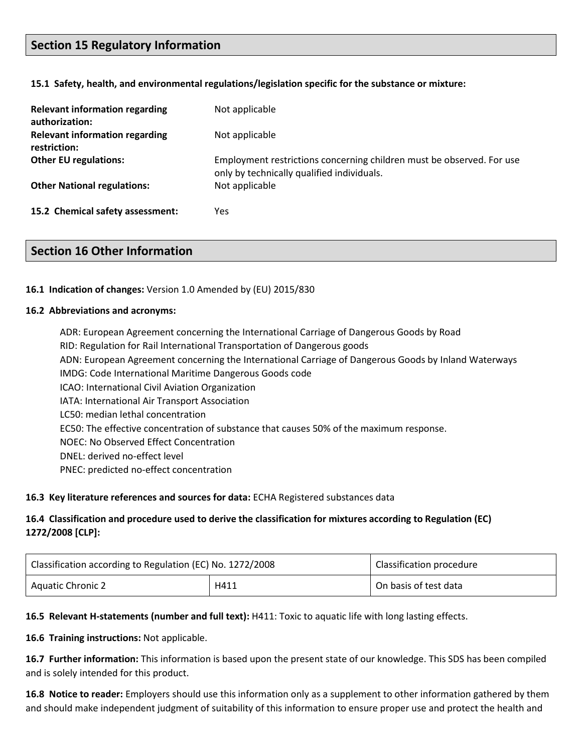## Section 15 Regulatory Information

**15.1 Safety, health, and environmental regulations/legislation specific for the substance or mixture:**

| | |
|---|---|
| **Relevant information regarding authorization:** | Not applicable |
| **Relevant information regarding restriction:** | Not applicable |
| **Other EU regulations:** | Employment restrictions concerning children must be observed. For use only by technically qualified individuals. |
| **Other National regulations:** | Not applicable |
| **15.2 Chemical safety assessment:** | Yes |

## Section 16 Other Information

**16.1 Indication of changes:** Version 1.0 Amended by (EU) 2015/830

**16.2 Abbreviations and acronyms:**

ADR: European Agreement concerning the International Carriage of Dangerous Goods by Road
RID: Regulation for Rail International Transportation of Dangerous goods
ADN: European Agreement concerning the International Carriage of Dangerous Goods by Inland Waterways
IMDG: Code International Maritime Dangerous Goods code
ICAO: International Civil Aviation Organization
IATA: International Air Transport Association
LC50: median lethal concentration
EC50: The effective concentration of substance that causes 50% of the maximum response.
NOEC: No Observed Effect Concentration
DNEL: derived no-effect level
PNEC: predicted no-effect concentration

**16.3 Key literature references and sources for data:** ECHA Registered substances data

**16.4 Classification and procedure used to derive the classification for mixtures according to Regulation (EC) 1272/2008 [CLP]:**

| Classification according to Regulation (EC) No. 1272/2008 | | Classification procedure |
|---|---|---|
| Aquatic Chronic 2 | H411 | On basis of test data |

**16.5 Relevant H-statements (number and full text):** H411: Toxic to aquatic life with long lasting effects.

**16.6 Training instructions:** Not applicable.

**16.7 Further information:** This information is based upon the present state of our knowledge. This SDS has been compiled and is solely intended for this product.

**16.8 Notice to reader:** Employers should use this information only as a supplement to other information gathered by them and should make independent judgment of suitability of this information to ensure proper use and protect the health and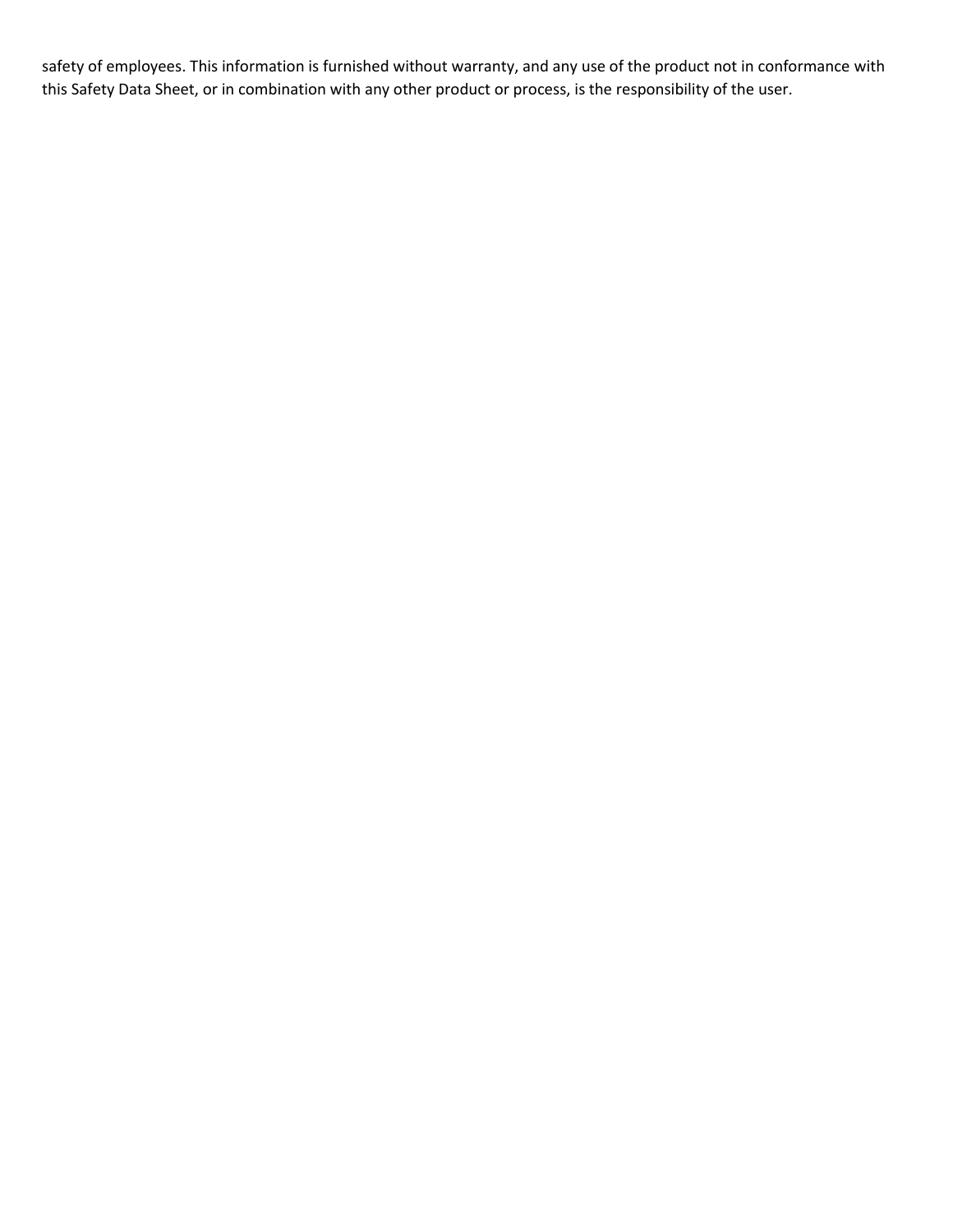safety of employees. This information is furnished without warranty, and any use of the product not in conformance with this Safety Data Sheet, or in combination with any other product or process, is the responsibility of the user.